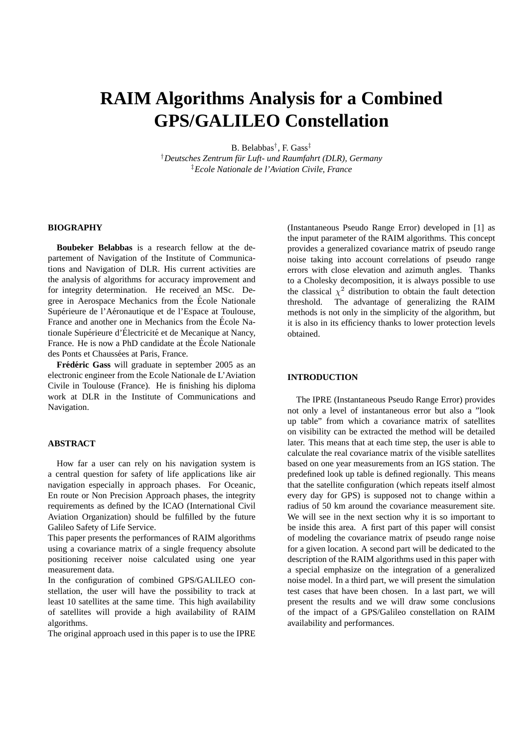# RAIM Algorithms Analysis for a Combined GPS/GALILEO Constellation

B. Belabbas[†], F. Gass[‡]

[†]*Deutsches Zentrum für Luft- und Raumfahrt (DLR), Germany*

[‡]*Ecole Nationale de l'Aviation Civile, France*

## BIOGRAPHY

**Boubeker Belabbas** is a research fellow at the departement of Navigation of the Institute of Communications and Navigation of DLR. His current activities are the analysis of algorithms for accuracy improvement and for integrity determination. He received an MSc. Degree in Aerospace Mechanics from the École Nationale Supérieure de l'Aéronautique et de l'Espace at Toulouse, France and another one in Mechanics from the École Nationale Supérieure d'Électricité et de Mecanique at Nancy, France. He is now a PhD candidate at the École Nationale des Ponts et Chaussées at Paris, France.

**Frédéric Gass** will graduate in september 2005 as an electronic engineer from the Ecole Nationale de L'Aviation Civile in Toulouse (France). He is finishing his diploma work at DLR in the Institute of Communications and Navigation.

## ABSTRACT

How far a user can rely on his navigation system is a central question for safety of life applications like air navigation especially in approach phases. For Oceanic, En route or Non Precision Approach phases, the integrity requirements as defined by the ICAO (International Civil Aviation Organization) should be fulfilled by the future Galileo Safety of Life Service.

This paper presents the performances of RAIM algorithms using a covariance matrix of a single frequency absolute positioning receiver noise calculated using one year measurement data.

In the configuration of combined GPS/GALILEO constellation, the user will have the possibility to track at least 10 satellites at the same time. This high availability of satellites will provide a high availability of RAIM algorithms.

The original approach used in this paper is to use the IPRE (Instantaneous Pseudo Range Error) developed in [1] as the input parameter of the RAIM algorithms. This concept provides a generalized covariance matrix of pseudo range noise taking into account correlations of pseudo range errors with close elevation and azimuth angles. Thanks to a Cholesky decomposition, it is always possible to use the classical $\chi^2$ distribution to obtain the fault detection threshold. The advantage of generalizing the RAIM methods is not only in the simplicity of the algorithm, but it is also in its efficiency thanks to lower protection levels obtained.

## INTRODUCTION

The IPRE (Instantaneous Pseudo Range Error) provides not only a level of instantaneous error but also a "look up table" from which a covariance matrix of satellites on visibility can be extracted the method will be detailed later. This means that at each time step, the user is able to calculate the real covariance matrix of the visible satellites based on one year measurements from an IGS station. The predefined look up table is defined regionally. This means that the satellite configuration (which repeats itself almost every day for GPS) is supposed not to change within a radius of 50 km around the covariance measurement site. We will see in the next section why it is so important to be inside this area. A first part of this paper will consist of modeling the covariance matrix of pseudo range noise for a given location. A second part will be dedicated to the description of the RAIM algorithms used in this paper with a special emphasize on the integration of a generalized noise model. In a third part, we will present the simulation test cases that have been chosen. In a last part, we will present the results and we will draw some conclusions of the impact of a GPS/Galileo constellation on RAIM availability and performances.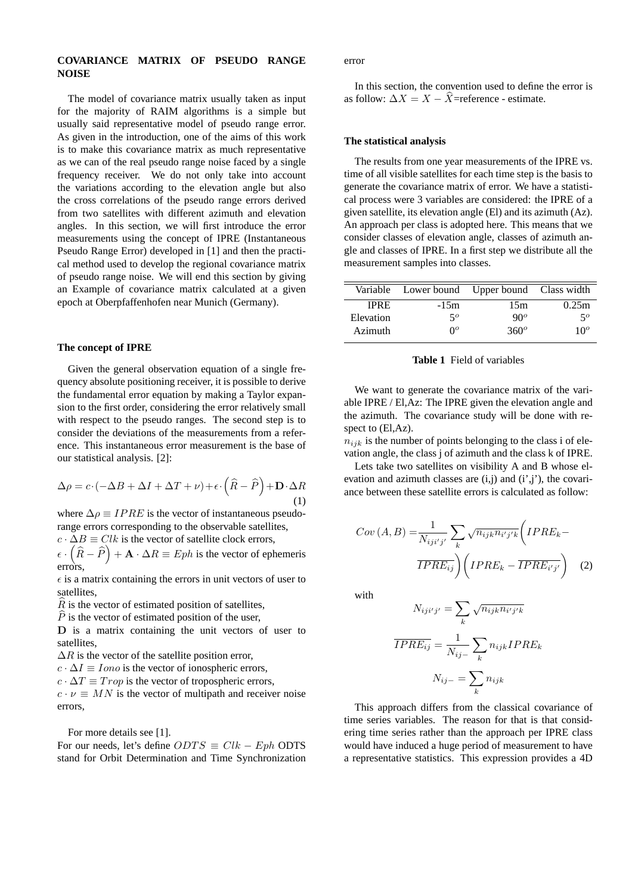## COVARIANCE MATRIX OF PSEUDO RANGE NOISE

The model of covariance matrix usually taken as input for the majority of RAIM algorithms is a simple but usually said representative model of pseudo range error. As given in the introduction, one of the aims of this work is to make this covariance matrix as much representative as we can of the real pseudo range noise faced by a single frequency receiver. We do not only take into account the variations according to the elevation angle but also the cross correlations of the pseudo range errors derived from two satellites with different azimuth and elevation angles. In this section, we will first introduce the error measurements using the concept of IPRE (Instantaneous Pseudo Range Error) developed in [1] and then the practical method used to develop the regional covariance matrix of pseudo range noise. We will end this section by giving an Example of covariance matrix calculated at a given epoch at Oberpfaffenhofen near Munich (Germany).

### The concept of IPRE

Given the general observation equation of a single frequency absolute positioning receiver, it is possible to derive the fundamental error equation by making a Taylor expansion to the first order, considering the error relatively small with respect to the pseudo ranges. The second step is to consider the deviations of the measurements from a reference. This instantaneous error measurement is the base of our statistical analysis. [2]:

$$\Delta\rho = c\cdot(-\Delta B + \Delta I + \Delta T + \nu) + \epsilon\cdot\left(\widehat{R} - \widehat{P}\right) + \mathbf{D}\cdot\Delta R \quad (1)$$

where $\Delta\rho \equiv IPRE$ is the vector of instantaneous pseudo-range errors corresponding to the observable satellites,
$c\cdot\Delta B \equiv Clk$ is the vector of satellite clock errors,
$\epsilon\cdot\left(\widehat{R} - \widehat{P}\right) + \mathbf{A}\cdot\Delta R \equiv Eph$ is the vector of ephemeris errors,
$\epsilon$ is a matrix containing the errors in unit vectors of user to satellites,
$\widehat{R}$ is the vector of estimated position of satellites,
$\widehat{P}$ is the vector of estimated position of the user,
$\mathbf{D}$ is a matrix containing the unit vectors of user to satellites,
$\Delta R$ is the vector of the satellite position error,
$c\cdot\Delta I \equiv Iono$ is the vector of ionospheric errors,
$c\cdot\Delta T \equiv Trop$ is the vector of tropospheric errors,
$c\cdot\nu \equiv MN$ is the vector of multipath and receiver noise errors,

For more details see [1].

For our needs, let's define $ODTS \equiv Clk - Eph$ ODTS stand for Orbit Determination and Time Synchronization error

In this section, the convention used to define the error is as follow: $\Delta X = X - \widehat{X}$=reference - estimate.

### The statistical analysis

The results from one year measurements of the IPRE vs. time of all visible satellites for each time step is the basis to generate the covariance matrix of error. We have a statistical process were 3 variables are considered: the IPRE of a given satellite, its elevation angle (El) and its azimuth (Az). An approach per class is adopted here. This means that we consider classes of elevation angle, classes of azimuth angle and classes of IPRE. In a first step we distribute all the measurement samples into classes.

| Variable | Lower bound | Upper bound | Class width |
|---|---|---|---|
| IPRE | -15m | 15m | 0.25m |
| Elevation | $5^o$ | $90^o$ | $5^o$ |
| Azimuth | $0^o$ | $360^o$ | $10^o$ |

**Table 1** Field of variables

We want to generate the covariance matrix of the variable IPRE / El,Az: The IPRE given the elevation angle and the azimuth. The covariance study will be done with respect to (El,Az).

$n_{ijk}$ is the number of points belonging to the class i of elevation angle, the class j of azimuth and the class k of IPRE.

Lets take two satellites on visibility A and B whose elevation and azimuth classes are (i,j) and (i',j'), the covariance between these satellite errors is calculated as follow:

$$Cov\left(A,B\right) = \frac{1}{N_{iji'j'}}\sum_k \sqrt{n_{ijk}n_{i'j'k}}\left(IPRE_k - \overline{IPRE_{ij}}\right)\left(IPRE_k - \overline{IPRE_{i'j'}}\right) \quad (2)$$

with

$$N_{iji'j'} = \sum_k \sqrt{n_{ijk}n_{i'j'k}}$$

$$\overline{IPRE_{ij}} = \frac{1}{N_{ij-}}\sum_k n_{ijk}IPRE_k$$

$$N_{ij-} = \sum_k n_{ijk}$$

This approach differs from the classical covariance of time series variables. The reason for that is that considering time series rather than the approach per IPRE class would have induced a huge period of measurement to have a representative statistics. This expression provides a 4D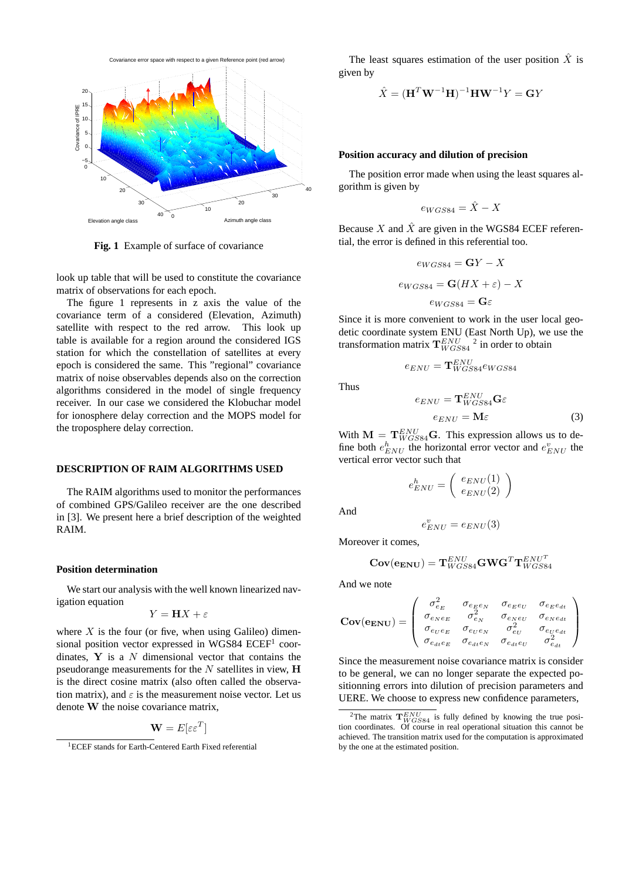Fig. 1 Example of surface of covariance

look up table that will be used to constitute the covariance matrix of observations for each epoch.

The figure 1 represents in z axis the value of the covariance term of a considered (Elevation, Azimuth) satellite with respect to the red arrow. This look up table is available for a region around the considered IGS station for which the constellation of satellites at every epoch is considered the same. This "regional" covariance matrix of noise observables depends also on the correction algorithms considered in the model of single frequency receiver. In our case we considered the Klobuchar model for ionosphere delay correction and the MOPS model for the troposphere delay correction.

## DESCRIPTION OF RAIM ALGORITHMS USED

The RAIM algorithms used to monitor the performances of combined GPS/Galileo receiver are the one described in [3]. We present here a brief description of the weighted RAIM.

### Position determination

We start our analysis with the well known linearized navigation equation

$$Y = \mathbf{H}X + \varepsilon$$

where $X$ is the four (or five, when using Galileo) dimensional position vector expressed in WGS84 ECEF[1] coordinates, $\mathbf{Y}$ is a $N$ dimensional vector that contains the pseudorange measurements for the $N$ satellites in view, $\mathbf{H}$ is the direct cosine matrix (also often called the observation matrix), and $\varepsilon$ is the measurement noise vector. Let us denote $\mathbf{W}$ the noise covariance matrix,

$$\mathbf{W} = E[\varepsilon\varepsilon^T]$$

[1]ECEF stands for Earth-Centered Earth Fixed referential

The least squares estimation of the user position $\hat{X}$ is given by

$$\hat{X} = (\mathbf{H}^T\mathbf{W}^{-1}\mathbf{H})^{-1}\mathbf{H}\mathbf{W}^{-1}Y = \mathbf{G}Y$$

### Position accuracy and dilution of precision

The position error made when using the least squares algorithm is given by

$$e_{WGS84} = \hat{X} - X$$

Because $X$ and $\hat{X}$ are given in the WGS84 ECEF referential, the error is defined in this referential too.

$$e_{WGS84} = \mathbf{G}Y - X$$

$$e_{WGS84} = \mathbf{G}(HX + \varepsilon) - X$$

$$e_{WGS84} = \mathbf{G}\varepsilon$$

Since it is more convenient to work in the user local geodetic coordinate system ENU (East North Up), we use the transformation matrix $\mathbf{T}_{WGS84}^{ENU}$ [2] in order to obtain

$$e_{ENU} = \mathbf{T}_{WGS84}^{ENU} e_{WGS84}$$

Thus

$$e_{ENU} = \mathbf{T}_{WGS84}^{ENU}\mathbf{G}\varepsilon$$

$$e_{ENU} = \mathbf{M}\varepsilon \qquad (3)$$

With $\mathbf{M} = \mathbf{T}_{WGS84}^{ENU}\mathbf{G}$. This expression allows us to define both $e_{ENU}^h$ the horizontal error vector and $e_{ENU}^v$ the vertical error vector such that

$$e_{ENU}^h = \begin{pmatrix} e_{ENU}(1) \\ e_{ENU}(2) \end{pmatrix}$$

And

$$e_{ENU}^v = e_{ENU}(3)$$

Moreover it comes,

$$\mathbf{Cov(e_{ENU})} = \mathbf{T}_{WGS84}^{ENU}\mathbf{G}\mathbf{W}\mathbf{G}^T\mathbf{T}_{WGS84}^{ENU^T}$$

And we note

$$\mathbf{Cov(e_{ENU})} = \begin{pmatrix} \sigma_{e_E}^2 & \sigma_{e_E e_N} & \sigma_{e_E e_U} & \sigma_{e_E e_{dt}} \\ \sigma_{e_N e_E} & \sigma_{e_N}^2 & \sigma_{e_N e_U} & \sigma_{e_N e_{dt}} \\ \sigma_{e_U e_E} & \sigma_{e_U e_N} & \sigma_{e_U}^2 & \sigma_{e_U e_{dt}} \\ \sigma_{e_{dt} e_E} & \sigma_{e_{dt} e_N} & \sigma_{e_{dt} e_U} & \sigma_{e_{dt}}^2 \end{pmatrix}$$

Since the measurement noise covariance matrix is consider to be general, we can no longer separate the expected positionning errors into dilution of precision parameters and UERE. We choose to express new confidence parameters,

[2]The matrix $\mathbf{T}_{WGS84}^{ENU}$ is fully defined by knowing the true position coordinates. Of course in real operational situation this cannot be achieved. The transition matrix used for the computation is approximated by the one at the estimated position.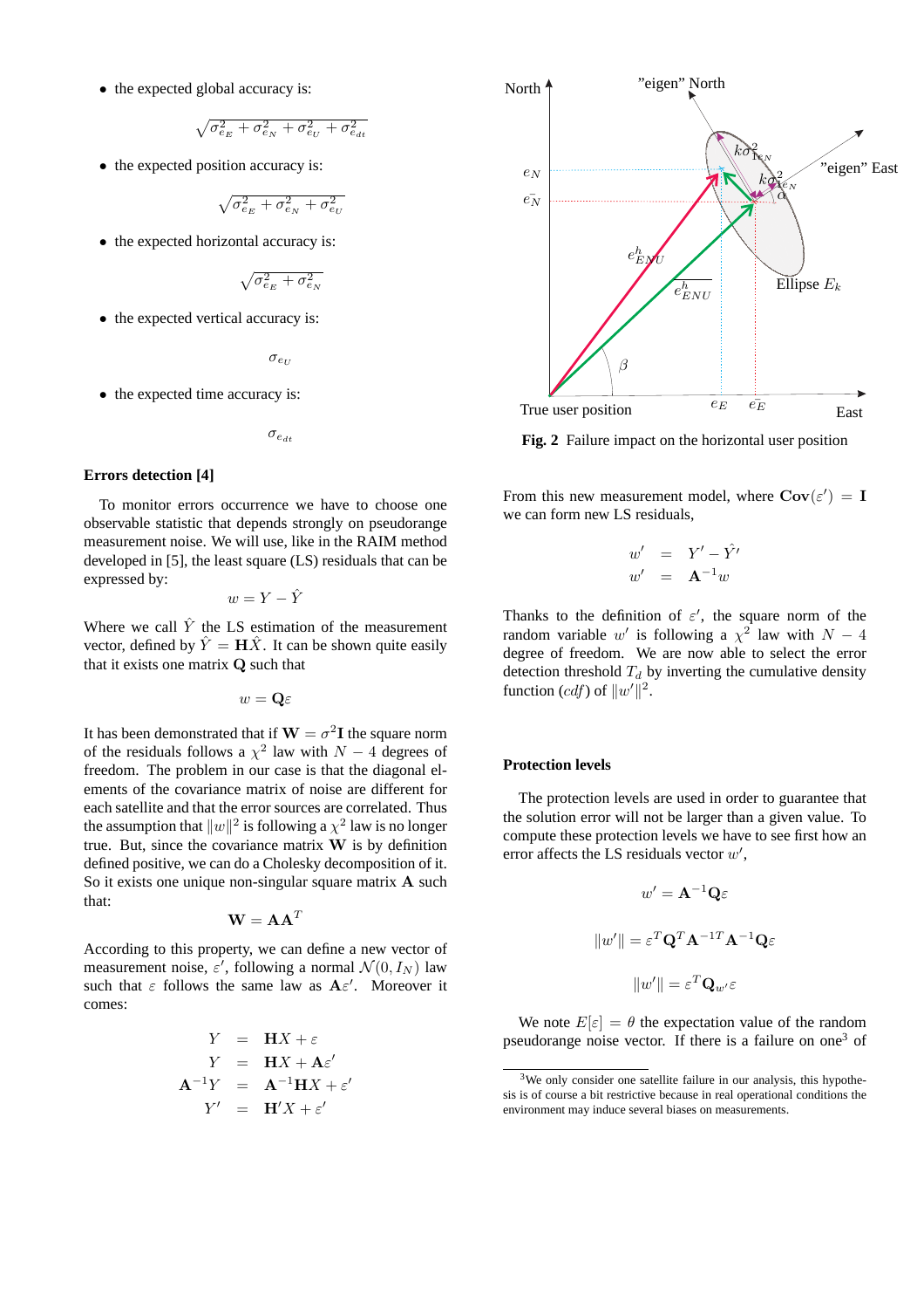- the expected global accuracy is:

$$\sqrt{\sigma_{e_E}^2 + \sigma_{e_N}^2 + \sigma_{e_U}^2 + \sigma_{e_{dt}}^2}$$

- the expected position accuracy is:

$$\sqrt{\sigma_{e_E}^2 + \sigma_{e_N}^2 + \sigma_{e_U}^2}$$

- the expected horizontal accuracy is:

$$\sqrt{\sigma_{e_E}^2 + \sigma_{e_N}^2}$$

- the expected vertical accuracy is:

$$\sigma_{e_U}$$

- the expected time accuracy is:

$$\sigma_{e_{dt}}$$

**Errors detection [4]**

To monitor errors occurrence we have to choose one observable statistic that depends strongly on pseudorange measurement noise. We will use, like in the RAIM method developed in [5], the least square (LS) residuals that can be expressed by:

$$w = Y - \hat{Y}$$

Where we call $\hat{Y}$ the LS estimation of the measurement vector, defined by $\hat{Y} = \mathbf{H}\hat{X}$. It can be shown quite easily that it exists one matrix $\mathbf{Q}$ such that

$$w = \mathbf{Q}\varepsilon$$

It has been demonstrated that if $\mathbf{W} = \sigma^2\mathbf{I}$ the square norm of the residuals follows a $\chi^2$ law with $N-4$ degrees of freedom. The problem in our case is that the diagonal elements of the covariance matrix of noise are different for each satellite and that the error sources are correlated. Thus the assumption that $\|w\|^2$ is following a $\chi^2$ law is no longer true. But, since the covariance matrix $\mathbf{W}$ is by definition defined positive, we can do a Cholesky decomposition of it. So it exists one unique non-singular square matrix $\mathbf{A}$ such that:

$$\mathbf{W} = \mathbf{A}\mathbf{A}^T$$

According to this property, we can define a new vector of measurement noise, $\varepsilon'$, following a normal $\mathcal{N}(0, I_N)$ law such that $\varepsilon$ follows the same law as $\mathbf{A}\varepsilon'$. Moreover it comes:

$$\begin{aligned} Y &= \mathbf{H}X + \varepsilon \\ Y &= \mathbf{H}X + \mathbf{A}\varepsilon' \\ \mathbf{A}^{-1}Y &= \mathbf{A}^{-1}\mathbf{H}X + \varepsilon' \\ Y' &= \mathbf{H}'X + \varepsilon' \end{aligned}$$

**Fig. 2** Failure impact on the horizontal user position

From this new measurement model, where $\mathbf{Cov}(\varepsilon') = \mathbf{I}$ we can form new LS residuals,

$$\begin{aligned} w' &= Y' - \hat{Y}' \\ w' &= \mathbf{A}^{-1}w \end{aligned}$$

Thanks to the definition of $\varepsilon'$, the square norm of the random variable $w'$ is following a $\chi^2$ law with $N-4$ degree of freedom. We are now able to select the error detection threshold $T_d$ by inverting the cumulative density function ($cdf$) of $\|w'\|^2$.

**Protection levels**

The protection levels are used in order to guarantee that the solution error will not be larger than a given value. To compute these protection levels we have to see first how an error affects the LS residuals vector $w'$,

$$w' = \mathbf{A}^{-1}\mathbf{Q}\varepsilon$$

$$\|w'\| = \varepsilon^T\mathbf{Q}^T\mathbf{A}^{-1T}\mathbf{A}^{-1}\mathbf{Q}\varepsilon$$

$$\|w'\| = \varepsilon^T\mathbf{Q}_{w'}\varepsilon$$

We note $E[\varepsilon] = \theta$ the expectation value of the random pseudorange noise vector. If there is a failure on one[3] of

[3] We only consider one satellite failure in our analysis, this hypothesis is of course a bit restrictive because in real operational conditions the environment may induce several biases on measurements.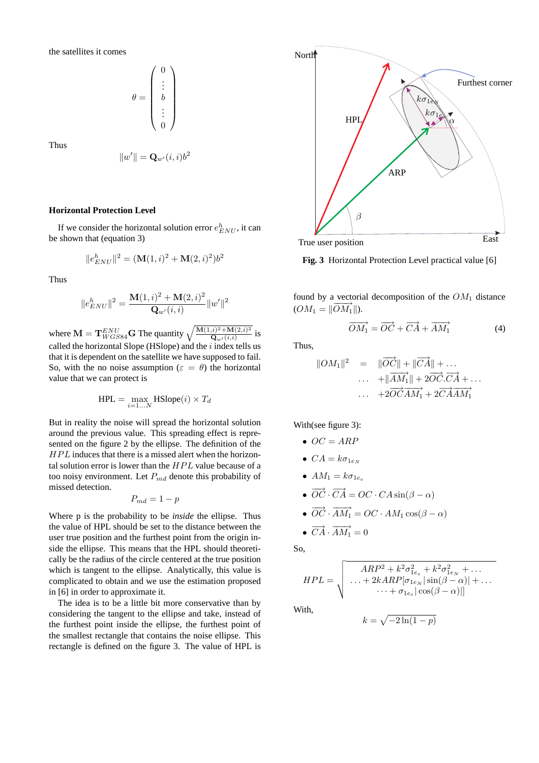the satellites it comes

$$\theta = \begin{pmatrix} 0 \\ \vdots \\ b \\ \vdots \\ 0 \end{pmatrix}$$

Thus

$$\|w'\| = \mathbf{Q}_{w'}(i,i)b^2$$

### Horizontal Protection Level

If we consider the horizontal solution error $e^h_{ENU}$, it can be shown that (equation 3)

$$\|e^h_{ENU}\|^2 = (\mathbf{M}(1,i)^2 + \mathbf{M}(2,i)^2)b^2$$

Thus

$$\|e^h_{ENU}\|^2 = \frac{\mathbf{M}(1,i)^2 + \mathbf{M}(2,i)^2}{\mathbf{Q}_{w'}(i,i)}\|w'\|^2$$

where $\mathbf{M} = \mathbf{T}^{ENU}_{WGS84}\mathbf{G}$ The quantity $\sqrt{\frac{\mathbf{M}(1,i)^2+\mathbf{M}(2,i)^2}{\mathbf{Q}_{w'}(i,i)}}$ is called the horizontal Slope (HSlope) and the $i$ index tells us that it is dependent on the satellite we have supposed to fail. So, with the no noise assumption ($\varepsilon = \theta$) the horizontal value that we can protect is

$$\text{HPL} = \max_{i=1\ldots N} \text{HSlope}(i) \times T_d$$

But in reality the noise will spread the horizontal solution around the previous value. This spreading effect is represented on the figure 2 by the ellipse. The definition of the $HPL$ induces that there is a missed alert when the horizontal solution error is lower than the $HPL$ value because of a too noisy environment. Let $P_{md}$ denote this probability of missed detection.

$$P_{md} = 1 - p$$

Where p is the probability to be *inside* the ellipse. Thus the value of HPL should be set to the distance between the user true position and the furthest point from the origin inside the ellipse. This means that the HPL should theoretically be the radius of the circle centered at the true position which is tangent to the ellipse. Analytically, this value is complicated to obtain and we use the estimation proposed in [6] in order to approximate it.

The idea is to be a little bit more conservative than by considering the tangent to the ellipse and take, instead of the furthest point inside the ellipse, the furthest point of the smallest rectangle that contains the noise ellipse. This rectangle is defined on the figure 3. The value of HPL is found by a vectorial decomposition of the $OM_1$ distance ($OM_1 = \|\overrightarrow{OM_1}\|$).

**Fig. 3** Horizontal Protection Level practical value [6]

$$\overrightarrow{OM_1} = \overrightarrow{OC} + \overrightarrow{CA} + \overrightarrow{AM_1} \tag{4}$$

Thus,

$$\begin{aligned} \|OM_1\|^2 \;\; &= \;\; \|\overrightarrow{OC}\| + \|\overrightarrow{CA}\| + \ldots \\ &\ldots \;\; + \|\overrightarrow{AM_1}\| + 2\overrightarrow{OC}.\overrightarrow{CA} + \ldots \\ &\ldots \;\; + 2\overrightarrow{OC}\overrightarrow{AM_1} + 2\overrightarrow{CA}\overrightarrow{AM_1} \end{aligned}$$

With(see figure 3):

- $OC = ARP$
- $CA = k\sigma_{1e_N}$
- $AM_1 = k\sigma_{1e_e}$
- $\overrightarrow{OC} \cdot \overrightarrow{CA} = OC \cdot CA \sin(\beta - \alpha)$
- $\overrightarrow{OC} \cdot \overrightarrow{AM_1} = OC \cdot AM_1 \cos(\beta - \alpha)$
- $\overrightarrow{CA} \cdot \overrightarrow{AM_1} = 0$

So,

$$HPL = \sqrt{\begin{aligned} &ARP^2 + k^2\sigma^2_{1e_e} + k^2\sigma^2_{1e_N} + \ldots \\ &\ldots + 2kARP[\sigma_{1e_N}|\sin(\beta-\alpha)| + \ldots \\ &\cdots + \sigma_{1e_e}|\cos(\beta-\alpha)|] \end{aligned}}$$

With,

$$k = \sqrt{-2\ln(1-p)}$$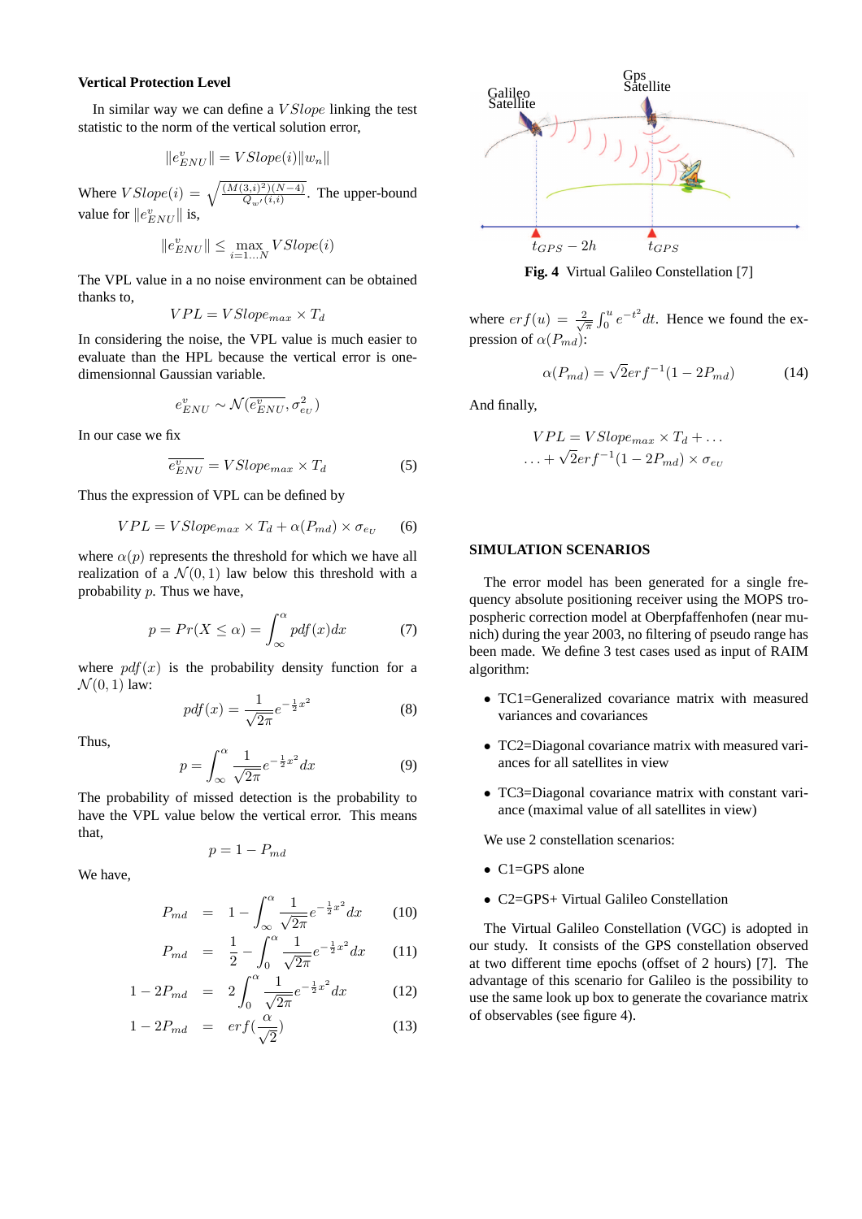### Vertical Protection Level

In similar way we can define a $VSlope$ linking the test statistic to the norm of the vertical solution error,

$$\|e^v_{ENU}\| = VSlope(i)\|w_n\|$$

Where $VSlope(i) = \sqrt{\frac{(M(3,i)^2)(N-4)}{Q_{w'}(i,i)}}$. The upper-bound value for $\|e^v_{ENU}\|$ is,

$$\|e^v_{ENU}\| \leq \max_{i=1\ldots N} VSlope(i)$$

The VPL value in a no noise environment can be obtained thanks to,

$$VPL = VSlope_{max} \times T_d$$

In considering the noise, the VPL value is much easier to evaluate than the HPL because the vertical error is one-dimensionnal Gaussian variable.

$$e^v_{ENU} \sim \mathcal{N}(\overline{e^v_{ENU}}, \sigma^2_{eU})$$

In our case we fix

$$\overline{e^v_{ENU}} = VSlope_{max} \times T_d \tag{5}$$

Thus the expression of VPL can be defined by

$$VPL = VSlope_{max} \times T_d + \alpha(P_{md}) \times \sigma_{e_U} \tag{6}$$

where $\alpha(p)$ represents the threshold for which we have all realization of a $\mathcal{N}(0,1)$ law below this threshold with a probability $p$. Thus we have,

$$p = Pr(X \leq \alpha) = \int_{\infty}^{\alpha} pdf(x)dx \tag{7}$$

where $pdf(x)$ is the probability density function for a $\mathcal{N}(0,1)$ law:

$$pdf(x) = \frac{1}{\sqrt{2\pi}} e^{-\frac{1}{2}x^2} \tag{8}$$

Thus,

$$p = \int_{\infty}^{\alpha} \frac{1}{\sqrt{2\pi}} e^{-\frac{1}{2}x^2} dx \tag{9}$$

The probability of missed detection is the probability to have the VPL value below the vertical error. This means that,

$$p = 1 - P_{md}$$

We have,

$$P_{md} = 1 - \int_{\infty}^{\alpha} \frac{1}{\sqrt{2\pi}} e^{-\frac{1}{2}x^2} dx \tag{10}$$

$$P_{md} = \frac{1}{2} - \int_{0}^{\alpha} \frac{1}{\sqrt{2\pi}} e^{-\frac{1}{2}x^2} dx \tag{11}$$

$$1 - 2P_{md} = 2\int_{0}^{\alpha} \frac{1}{\sqrt{2\pi}} e^{-\frac{1}{2}x^2} dx \tag{12}$$

$$1 - 2P_{md} = erf(\frac{\alpha}{\sqrt{2}}) \tag{13}$$

**Fig. 4** Virtual Galileo Constellation [7]

where $erf(u) = \frac{2}{\sqrt{\pi}} \int_0^u e^{-t^2} dt$. Hence we found the expression of $\alpha(P_{md})$:

$$\alpha(P_{md}) = \sqrt{2} erf^{-1}(1 - 2P_{md}) \tag{14}$$

And finally,

$$VPL = VSlope_{max} \times T_d + \ldots$$
$$\ldots + \sqrt{2} erf^{-1}(1 - 2P_{md}) \times \sigma_{eU}$$

### SIMULATION SCENARIOS

The error model has been generated for a single frequency absolute positioning receiver using the MOPS tropospheric correction model at Oberpfaffenhofen (near munich) during the year 2003, no filtering of pseudo range has been made. We define 3 test cases used as input of RAIM algorithm:

- TC1=Generalized covariance matrix with measured variances and covariances
- TC2=Diagonal covariance matrix with measured variances for all satellites in view
- TC3=Diagonal covariance matrix with constant variance (maximal value of all satellites in view)

We use 2 constellation scenarios:

- C1=GPS alone
- C2=GPS+ Virtual Galileo Constellation

The Virtual Galileo Constellation (VGC) is adopted in our study. It consists of the GPS constellation observed at two different time epochs (offset of 2 hours) [7]. The advantage of this scenario for Galileo is the possibility to use the same look up box to generate the covariance matrix of observables (see figure 4).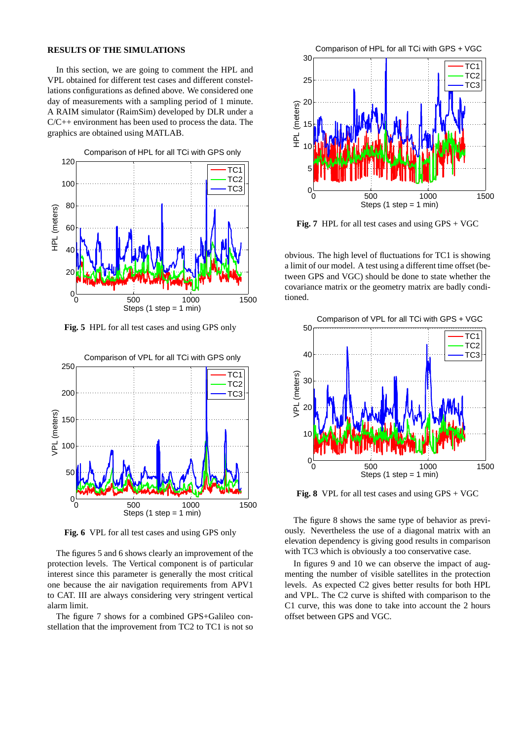## RESULTS OF THE SIMULATIONS

In this section, we are going to comment the HPL and VPL obtained for different test cases and different constellations configurations as defined above. We considered one day of measurements with a sampling period of 1 minute. A RAIM simulator (RaimSim) developed by DLR under a C/C++ environment has been used to process the data. The graphics are obtained using MATLAB.

**Fig. 5** HPL for all test cases and using GPS only

**Fig. 6** VPL for all test cases and using GPS only

The figures 5 and 6 shows clearly an improvement of the protection levels. The Vertical component is of particular interest since this parameter is generally the most critical one because the air navigation requirements from APV1 to CAT. III are always considering very stringent vertical alarm limit.

The figure 7 shows for a combined GPS+Galileo constellation that the improvement from TC2 to TC1 is not so obvious. The high level of fluctuations for TC1 is showing a limit of our model. A test using a different time offset (between GPS and VGC) should be done to state whether the covariance matrix or the geometry matrix are badly conditioned.

**Fig. 7** HPL for all test cases and using GPS + VGC

**Fig. 8** VPL for all test cases and using GPS + VGC

The figure 8 shows the same type of behavior as previously. Nevertheless the use of a diagonal matrix with an elevation dependency is giving good results in comparison with TC3 which is obviously a too conservative case.

In figures 9 and 10 we can observe the impact of augmenting the number of visible satellites in the protection levels. As expected C2 gives better results for both HPL and VPL. The C2 curve is shifted with comparison to the C1 curve, this was done to take into account the 2 hours offset between GPS and VGC.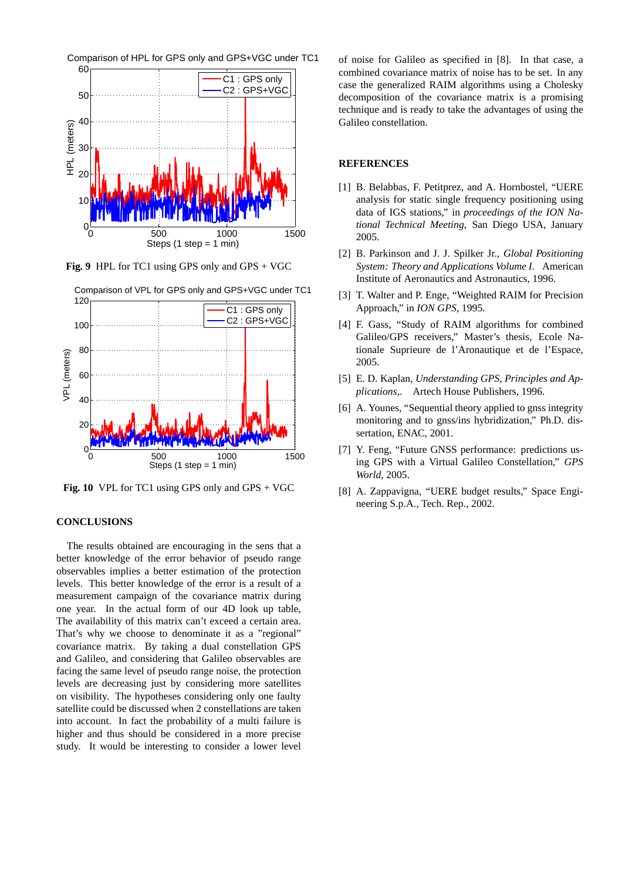Comparison of HPL for GPS only and GPS+VGC under TC1

C1 : GPS only
C2 : GPS+VGC

HPL (meters)

0
10
20
30
40
50
60

0
500
1000
1500

Steps (1 step = 1 min)

**Fig. 9** HPL for TC1 using GPS only and GPS + VGC

Comparison of VPL for GPS only and GPS+VGC under TC1

C1 : GPS only
C2 : GPS+VGC

VPL (meters)

0
20
40
60
80
100
120

0
500
1000
1500

Steps (1 step = 1 min)

**Fig. 10** VPL for TC1 using GPS only and GPS + VGC

## CONCLUSIONS

The results obtained are encouraging in the sens that a better knowledge of the error behavior of pseudo range observables implies a better estimation of the protection levels. This better knowledge of the error is a result of a measurement campaign of the covariance matrix during one year. In the actual form of our 4D look up table, The availability of this matrix can't exceed a certain area. That's why we choose to denominate it as a "regional" covariance matrix. By taking a dual constellation GPS and Galileo, and considering that Galileo observables are facing the same level of pseudo range noise, the protection levels are decreasing just by considering more satellites on visibility. The hypotheses considering only one faulty satellite could be discussed when 2 constellations are taken into account. In fact the probability of a multi failure is higher and thus should be considered in a more precise study. It would be interesting to consider a lower level of noise for Galileo as specified in [8]. In that case, a combined covariance matrix of noise has to be set. In any case the generalized RAIM algorithms using a Cholesky decomposition of the covariance matrix is a promising technique and is ready to take the advantages of using the Galileo constellation.

## REFERENCES

[1] B. Belabbas, F. Petitprez, and A. Hornbostel, "UERE analysis for static single frequency positioning using data of IGS stations," in *proceedings of the ION National Technical Meeting*, San Diego USA, January 2005.

[2] B. Parkinson and J. J. Spilker Jr., *Global Positioning System: Theory and Applications Volume I*. American Institute of Aeronautics and Astronautics, 1996.

[3] T. Walter and P. Enge, "Weighted RAIM for Precision Approach," in *ION GPS*, 1995.

[4] F. Gass, "Study of RAIM algorithms for combined Galileo/GPS receivers," Master's thesis, Ecole Nationale Suprieure de l'Aronautique et de l'Espace, 2005.

[5] E. D. Kaplan, *Understanding GPS, Principles and Applications*,. Artech House Publishers, 1996.

[6] A. Younes, "Sequential theory applied to gnss integrity monitoring and to gnss/ins hybridization," Ph.D. dissertation, ENAC, 2001.

[7] Y. Feng, "Future GNSS performance: predictions using GPS with a Virtual Galileo Constellation," *GPS World*, 2005.

[8] A. Zappavigna, "UERE budget results," Space Engineering S.p.A., Tech. Rep., 2002.